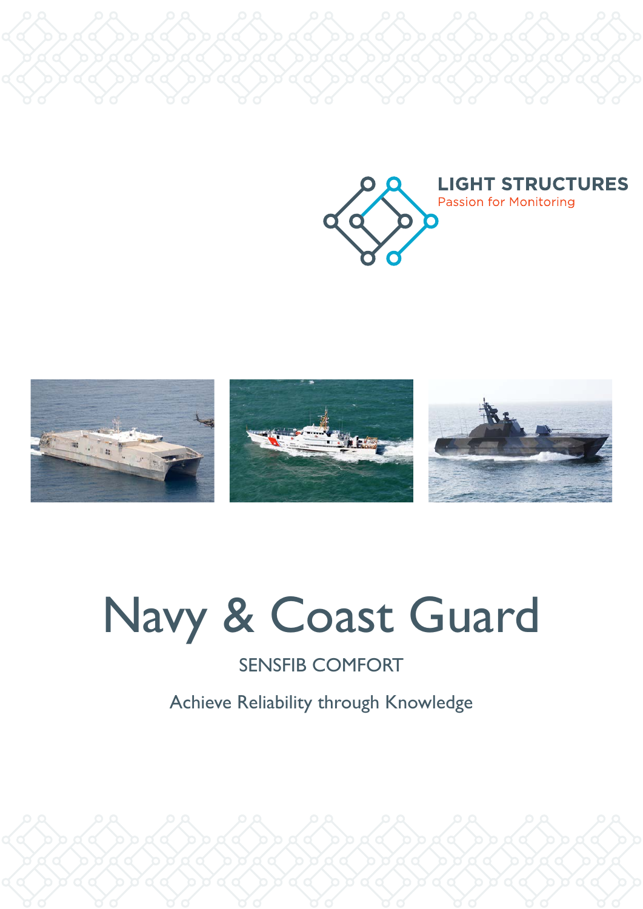LIGHT STRUCTURES

Passion for Monitoring

# Navy & Coast Guard

SENSFIB COMFORT

Achieve Reliability through Knowledge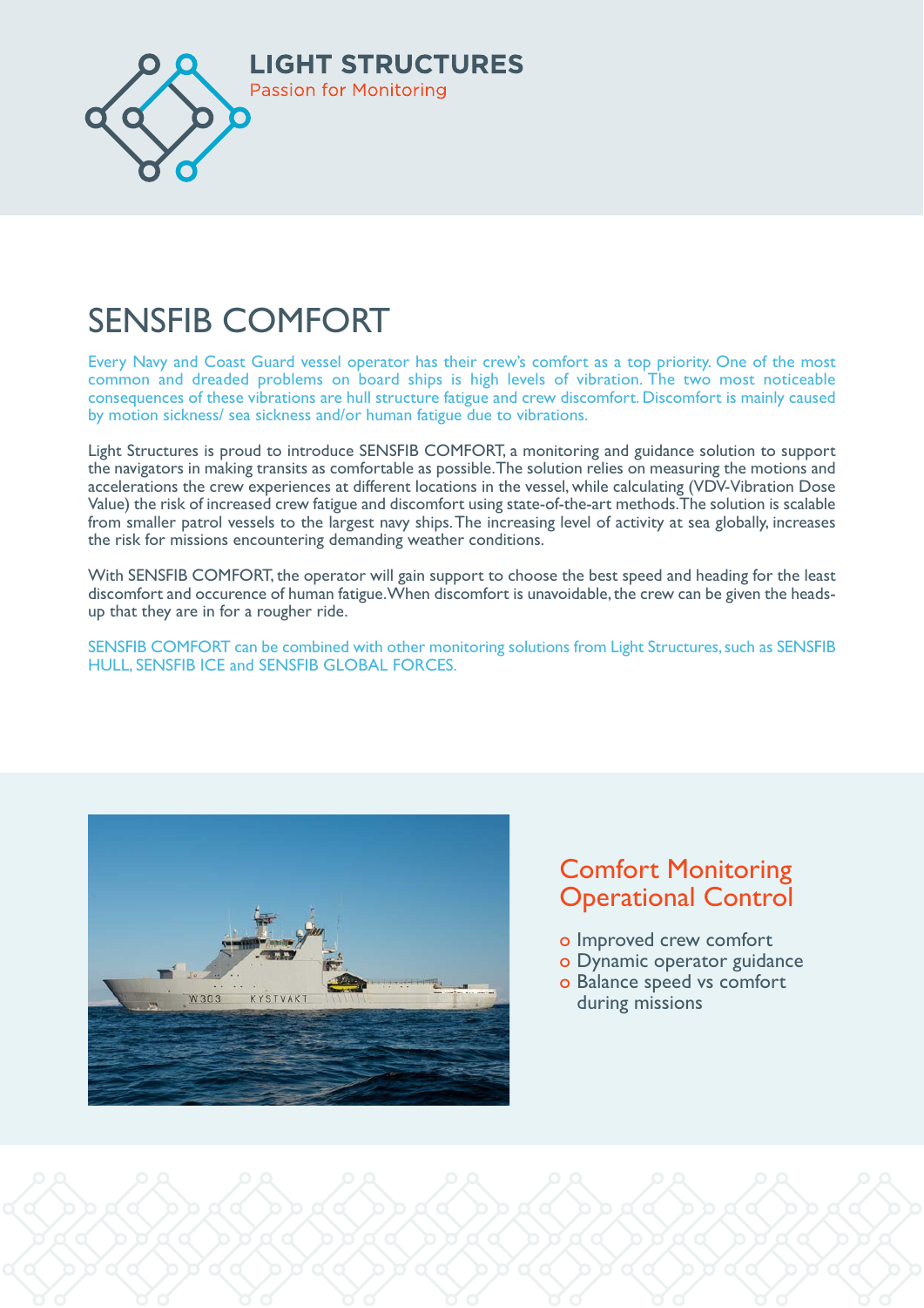# LIGHT STRUCTURES

Passion for Monitoring

## SENSFIB COMFORT

Every Navy and Coast Guard vessel operator has their crew's comfort as a top priority. One of the most common and dreaded problems on board ships is high levels of vibration. The two most noticeable consequences of these vibrations are hull structure fatigue and crew discomfort. Discomfort is mainly caused by motion sickness/ sea sickness and/or human fatigue due to vibrations.

Light Structures is proud to introduce SENSFIB COMFORT, a monitoring and guidance solution to support the navigators in making transits as comfortable as possible. The solution relies on measuring the motions and accelerations the crew experiences at different locations in the vessel, while calculating (VDV-Vibration Dose Value) the risk of increased crew fatigue and discomfort using state-of-the-art methods. The solution is scalable from smaller patrol vessels to the largest navy ships. The increasing level of activity at sea globally, increases the risk for missions encountering demanding weather conditions.

With SENSFIB COMFORT, the operator will gain support to choose the best speed and heading for the least discomfort and occurence of human fatigue. When discomfort is unavoidable, the crew can be given the heads-up that they are in for a rougher ride.

SENSFIB COMFORT can be combined with other monitoring solutions from Light Structures, such as SENSFIB HULL, SENSFIB ICE and SENSFIB GLOBAL FORCES.

### Comfort Monitoring Operational Control

- Improved crew comfort
- Dynamic operator guidance
- Balance speed vs comfort during missions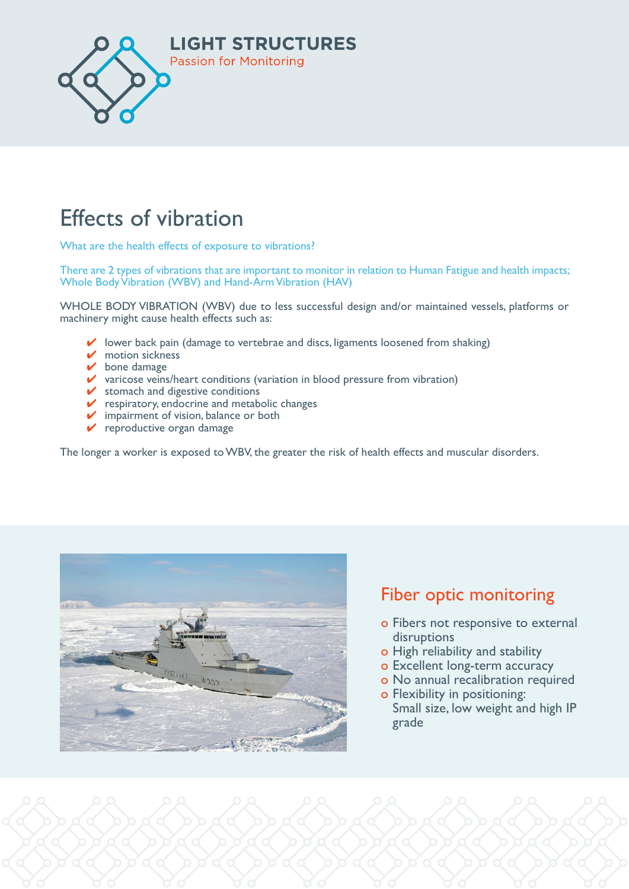LIGHT STRUCTURES

Passion for Monitoring

# Effects of vibration

What are the health effects of exposure to vibrations?

There are 2 types of vibrations that are important to monitor in relation to Human Fatigue and health impacts; Whole Body Vibration (WBV) and Hand-Arm Vibration (HAV)

WHOLE BODY VIBRATION (WBV) due to less successful design and/or maintained vessels, platforms or machinery might cause health effects such as:

- ✔ lower back pain (damage to vertebrae and discs, ligaments loosened from shaking)
- ✔ motion sickness
- ✔ bone damage
- ✔ varicose veins/heart conditions (variation in blood pressure from vibration)
- ✔ stomach and digestive conditions
- ✔ respiratory, endocrine and metabolic changes
- ✔ impairment of vision, balance or both
- ✔ reproductive organ damage

The longer a worker is exposed to WBV, the greater the risk of health effects and muscular disorders.

## Fiber optic monitoring

- Fibers not responsive to external disruptions
- High reliability and stability
- Excellent long-term accuracy
- No annual recalibration required
- Flexibility in positioning: Small size, low weight and high IP grade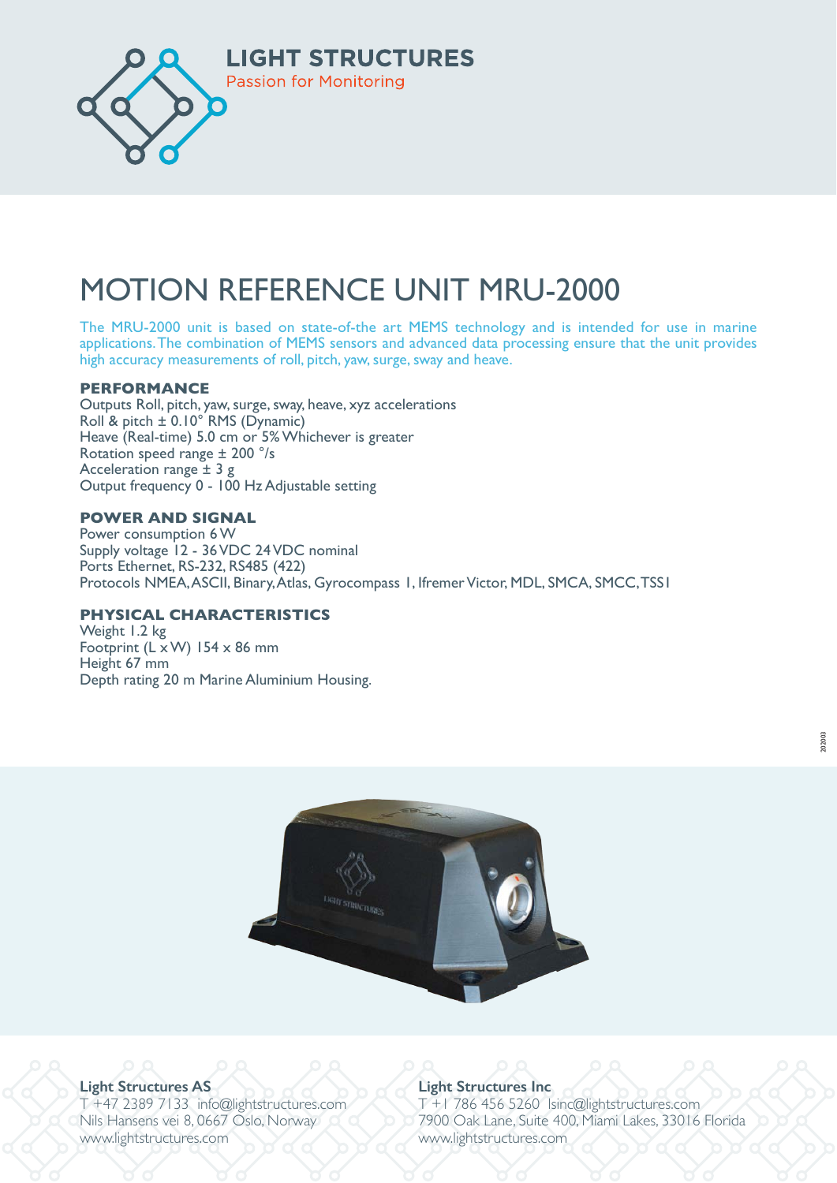**LIGHT STRUCTURES**
Passion for Monitoring

# MOTION REFERENCE UNIT MRU-2000

The MRU-2000 unit is based on state-of-the art MEMS technology and is intended for use in marine applications. The combination of MEMS sensors and advanced data processing ensure that the unit provides high accuracy measurements of roll, pitch, yaw, surge, sway and heave.

## PERFORMANCE

Outputs Roll, pitch, yaw, surge, sway, heave, xyz accelerations
Roll & pitch ± 0.10° RMS (Dynamic)
Heave (Real-time) 5.0 cm or 5% Whichever is greater
Rotation speed range ± 200 °/s
Acceleration range ± 3 g
Output frequency 0 - 100 Hz Adjustable setting

## POWER AND SIGNAL

Power consumption 6 W
Supply voltage 12 - 36 VDC 24 VDC nominal
Ports Ethernet, RS-232, RS485 (422)
Protocols NMEA, ASCII, Binary, Atlas, Gyrocompass 1, Ifremer Victor, MDL, SMCA, SMCC, TSS1

## PHYSICAL CHARACTERISTICS

Weight 1.2 kg
Footprint (L x W) 154 x 86 mm
Height 67 mm
Depth rating 20 m Marine Aluminium Housing.

202003

**Light Structures AS**
T +47 2389 7133 info@lightstructures.com
Nils Hansens vei 8, 0667 Oslo, Norway
www.lightstructures.com

**Light Structures Inc**
T +1 786 456 5260 lsinc@lightstructures.com
7900 Oak Lane, Suite 400, Miami Lakes, 33016 Florida
www.lightstructures.com